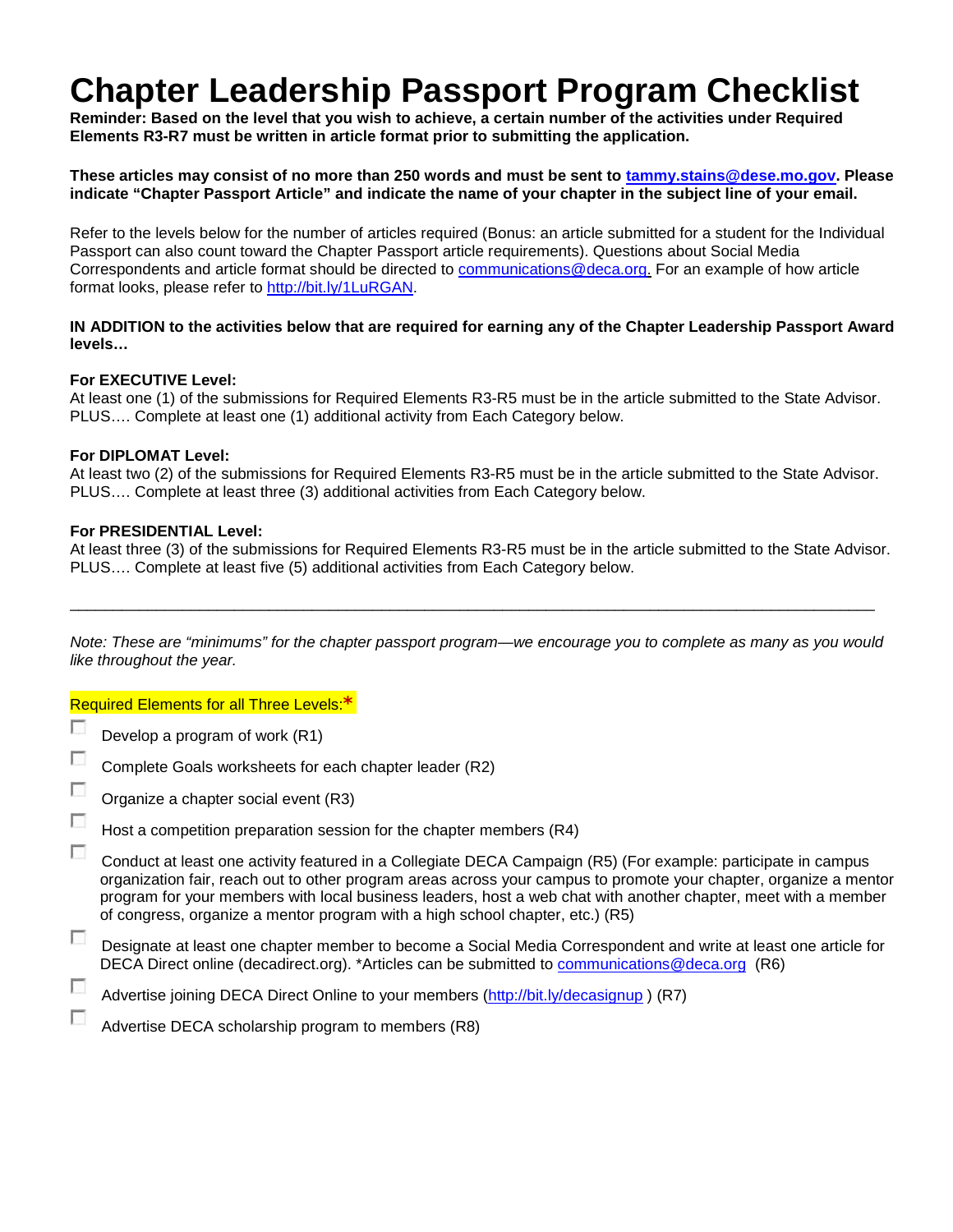# Chapter Leadership Passport Program Checklist

**Reminder: Based on the level that you wish to achieve, a certain number of the activities under Required Elements R3-R7 must be written in article format prior to submitting the application.**

**These articles may consist of no more than 250 words and must be sent to [tammy.stains@dese.mo.gov](mailto:tammy.stains@dese.mo.gov). Please indicate "Chapter Passport Article" and indicate the name of your chapter in the subject line of your email.**

Refer to the levels below for the number of articles required (Bonus: an article submitted for a student for the Individual Passport can also count toward the Chapter Passport article requirements). Questions about Social Media Correspondents and article format should be directed to [communications@deca.org](mailto:communications@deca.org). For an example of how article format looks, please refer to [http://bit.ly/1LuRGAN](http://bit.ly/1LuRGAN).

**IN ADDITION to the activities below that are required for earning any of the Chapter Leadership Passport Award levels…**

**For EXECUTIVE Level:**
At least one (1) of the submissions for Required Elements R3-R5 must be in the article submitted to the State Advisor. PLUS…. Complete at least one (1) additional activity from Each Category below.

**For DIPLOMAT Level:**
At least two (2) of the submissions for Required Elements R3-R5 must be in the article submitted to the State Advisor. PLUS…. Complete at least three (3) additional activities from Each Category below.

**For PRESIDENTIAL Level:**
At least three (3) of the submissions for Required Elements R3-R5 must be in the article submitted to the State Advisor. PLUS…. Complete at least five (5) additional activities from Each Category below.

---

*Note: These are "minimums" for the chapter passport program—we encourage you to complete as many as you would like throughout the year.*

Required Elements for all Three Levels:*

- ☐ Develop a program of work (R1)
- ☐ Complete Goals worksheets for each chapter leader (R2)
- ☐ Organize a chapter social event (R3)
- ☐ Host a competition preparation session for the chapter members (R4)
- ☐ Conduct at least one activity featured in a Collegiate DECA Campaign (R5) (For example: participate in campus organization fair, reach out to other program areas across your campus to promote your chapter, organize a mentor program for your members with local business leaders, host a web chat with another chapter, meet with a member of congress, organize a mentor program with a high school chapter, etc.) (R5)
- ☐ Designate at least one chapter member to become a Social Media Correspondent and write at least one article for DECA Direct online (decadirect.org). *Articles can be submitted to [communications@deca.org](mailto:communications@deca.org) (R6)
- ☐ Advertise joining DECA Direct Online to your members ([http://bit.ly/decasignup](http://bit.ly/decasignup) ) (R7)
- ☐ Advertise DECA scholarship program to members (R8)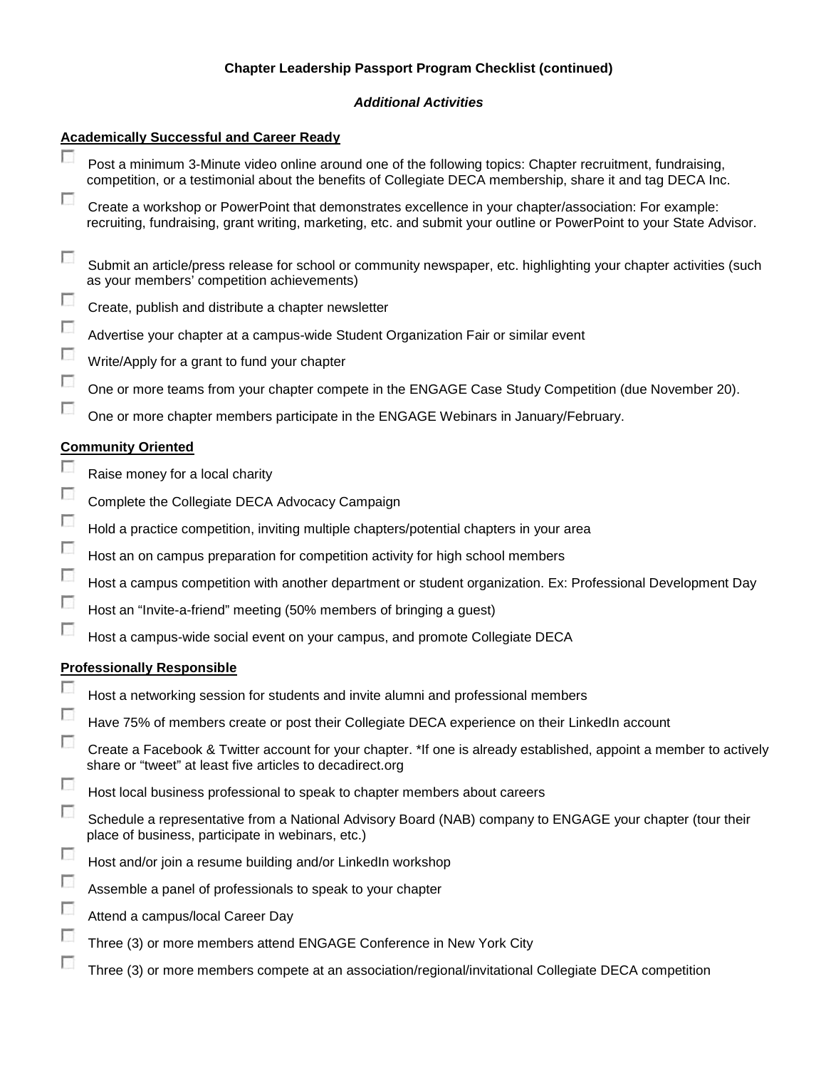**Chapter Leadership Passport Program Checklist (continued)**

***Additional Activities***

**Academically Successful and Career Ready**

- [ ] Post a minimum 3-Minute video online around one of the following topics: Chapter recruitment, fundraising, competition, or a testimonial about the benefits of Collegiate DECA membership, share it and tag DECA Inc.
- [ ] Create a workshop or PowerPoint that demonstrates excellence in your chapter/association: For example: recruiting, fundraising, grant writing, marketing, etc. and submit your outline or PowerPoint to your State Advisor.
- [ ] Submit an article/press release for school or community newspaper, etc. highlighting your chapter activities (such as your members' competition achievements)
- [ ] Create, publish and distribute a chapter newsletter
- [ ] Advertise your chapter at a campus-wide Student Organization Fair or similar event
- [ ] Write/Apply for a grant to fund your chapter
- [ ] One or more teams from your chapter compete in the ENGAGE Case Study Competition (due November 20).
- [ ] One or more chapter members participate in the ENGAGE Webinars in January/February.

**Community Oriented**

- [ ] Raise money for a local charity
- [ ] Complete the Collegiate DECA Advocacy Campaign
- [ ] Hold a practice competition, inviting multiple chapters/potential chapters in your area
- [ ] Host an on campus preparation for competition activity for high school members
- [ ] Host a campus competition with another department or student organization. Ex: Professional Development Day
- [ ] Host an "Invite-a-friend" meeting (50% members of bringing a guest)
- [ ] Host a campus-wide social event on your campus, and promote Collegiate DECA

**Professionally Responsible**

- [ ] Host a networking session for students and invite alumni and professional members
- [ ] Have 75% of members create or post their Collegiate DECA experience on their LinkedIn account
- [ ] Create a Facebook & Twitter account for your chapter. *If one is already established, appoint a member to actively share or "tweet" at least five articles to decadirect.org
- [ ] Host local business professional to speak to chapter members about careers
- [ ] Schedule a representative from a National Advisory Board (NAB) company to ENGAGE your chapter (tour their place of business, participate in webinars, etc.)
- [ ] Host and/or join a resume building and/or LinkedIn workshop
- [ ] Assemble a panel of professionals to speak to your chapter
- [ ] Attend a campus/local Career Day
- [ ] Three (3) or more members attend ENGAGE Conference in New York City
- [ ] Three (3) or more members compete at an association/regional/invitational Collegiate DECA competition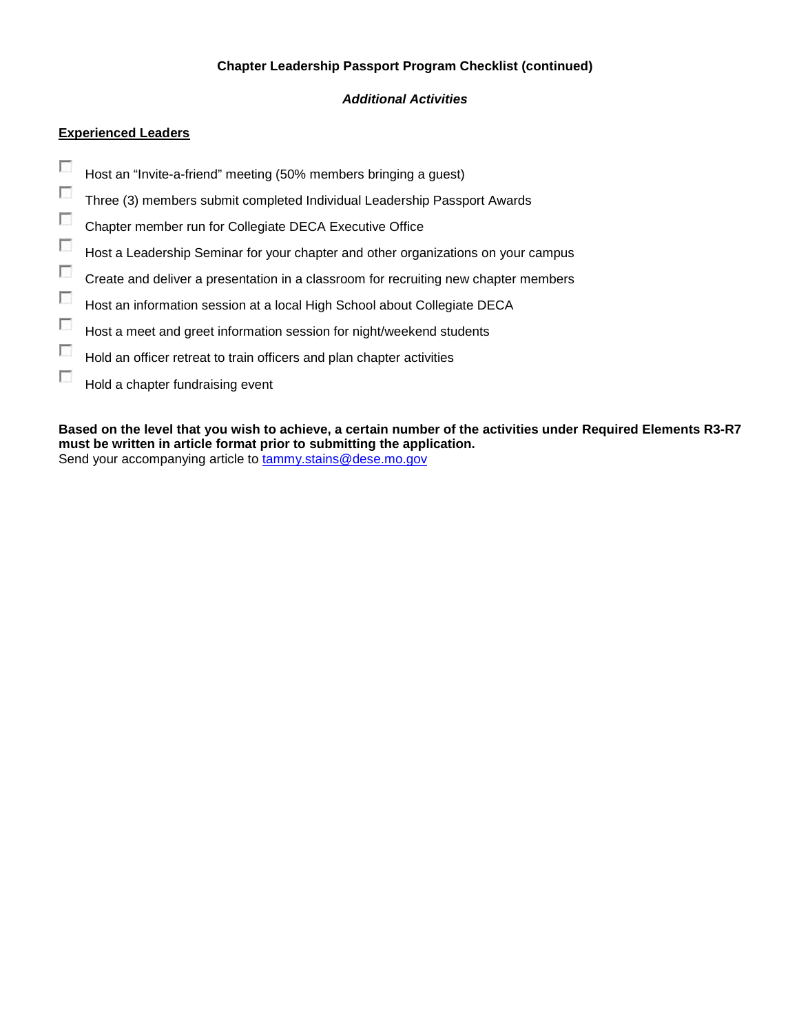**Chapter Leadership Passport Program Checklist (continued)**

***Additional Activities***

**Experienced Leaders**

- [ ] Host an "Invite-a-friend" meeting (50% members bringing a guest)
- [ ] Three (3) members submit completed Individual Leadership Passport Awards
- [ ] Chapter member run for Collegiate DECA Executive Office
- [ ] Host a Leadership Seminar for your chapter and other organizations on your campus
- [ ] Create and deliver a presentation in a classroom for recruiting new chapter members
- [ ] Host an information session at a local High School about Collegiate DECA
- [ ] Host a meet and greet information session for night/weekend students
- [ ] Hold an officer retreat to train officers and plan chapter activities
- [ ] Hold a chapter fundraising event

**Based on the level that you wish to achieve, a certain number of the activities under Required Elements R3-R7 must be written in article format prior to submitting the application.**
Send your accompanying article to tammy.stains@dese.mo.gov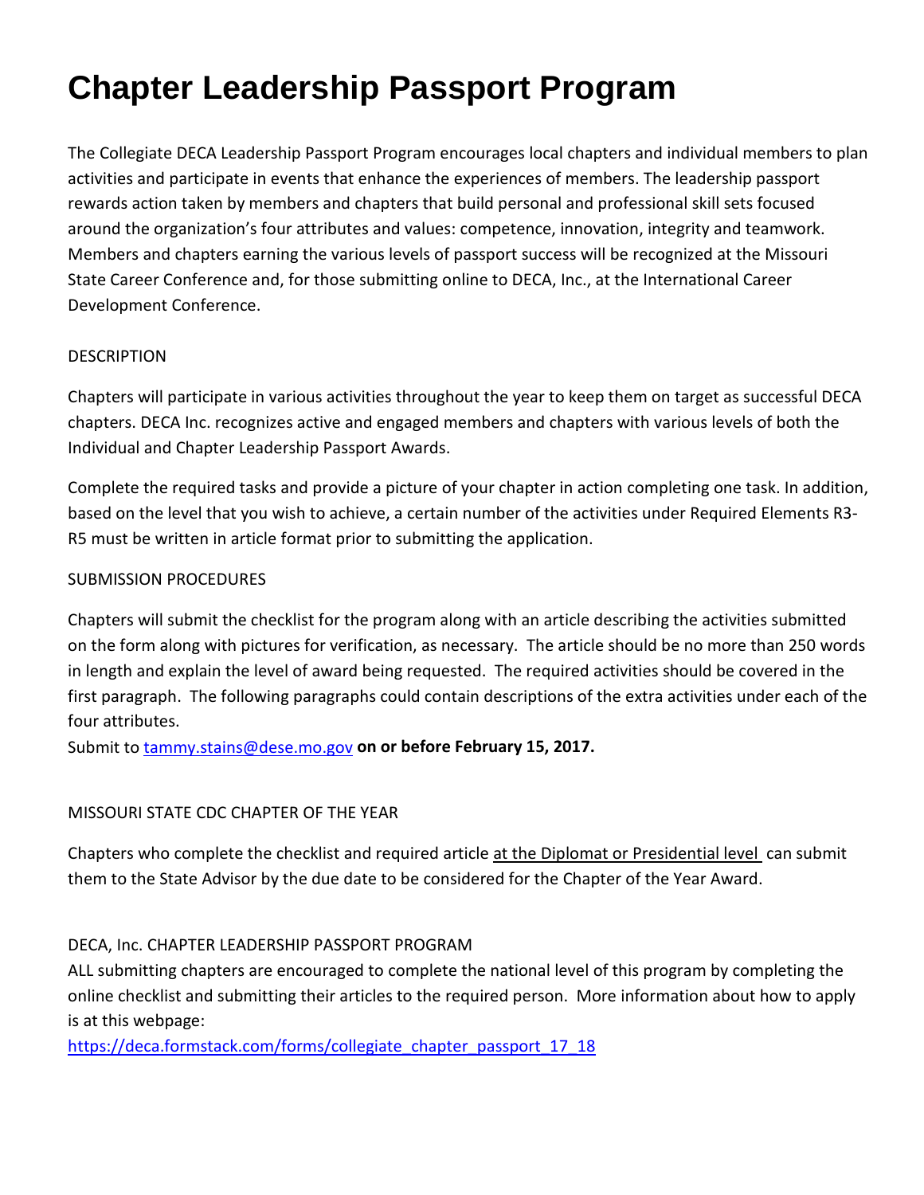# Chapter Leadership Passport Program

The Collegiate DECA Leadership Passport Program encourages local chapters and individual members to plan activities and participate in events that enhance the experiences of members. The leadership passport rewards action taken by members and chapters that build personal and professional skill sets focused around the organization's four attributes and values: competence, innovation, integrity and teamwork. Members and chapters earning the various levels of passport success will be recognized at the Missouri State Career Conference and, for those submitting online to DECA, Inc., at the International Career Development Conference.

DESCRIPTION

Chapters will participate in various activities throughout the year to keep them on target as successful DECA chapters. DECA Inc. recognizes active and engaged members and chapters with various levels of both the Individual and Chapter Leadership Passport Awards.

Complete the required tasks and provide a picture of your chapter in action completing one task. In addition, based on the level that you wish to achieve, a certain number of the activities under Required Elements R3-R5 must be written in article format prior to submitting the application.

SUBMISSION PROCEDURES

Chapters will submit the checklist for the program along with an article describing the activities submitted on the form along with pictures for verification, as necessary. The article should be no more than 250 words in length and explain the level of award being requested. The required activities should be covered in the first paragraph. The following paragraphs could contain descriptions of the extra activities under each of the four attributes.

Submit to tammy.stains@dese.mo.gov **on or before February 15, 2017.**

MISSOURI STATE CDC CHAPTER OF THE YEAR

Chapters who complete the checklist and required article at the Diplomat or Presidential level can submit them to the State Advisor by the due date to be considered for the Chapter of the Year Award.

DECA, Inc. CHAPTER LEADERSHIP PASSPORT PROGRAM

ALL submitting chapters are encouraged to complete the national level of this program by completing the online checklist and submitting their articles to the required person. More information about how to apply is at this webpage:

https://deca.formstack.com/forms/collegiate_chapter_passport_17_18